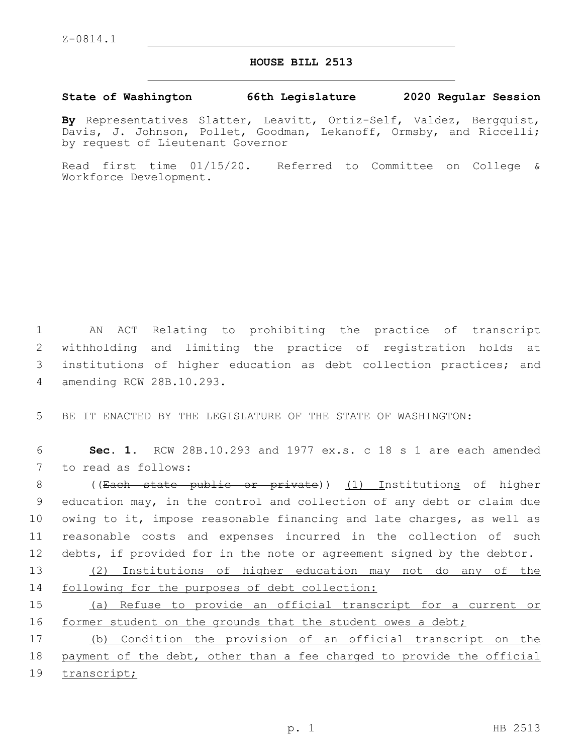Z-0814.1

# HOUSE BILL 2513

**State of Washington 66th Legislature 2020 Regular Session**

**By** Representatives Slatter, Leavitt, Ortiz-Self, Valdez, Bergquist, Davis, J. Johnson, Pollet, Goodman, Lekanoff, Ormsby, and Riccelli; by request of Lieutenant Governor

Read first time 01/15/20. Referred to Committee on College & Workforce Development.

AN ACT Relating to prohibiting the practice of transcript withholding and limiting the practice of registration holds at institutions of higher education as debt collection practices; and amending RCW 28B.10.293.

BE IT ENACTED BY THE LEGISLATURE OF THE STATE OF WASHINGTON:

**Sec. 1.** RCW 28B.10.293 and 1977 ex.s. c 18 s 1 are each amended to read as follows:

((~~Each state public or private~~)) <u>(1) I</u>nstitution<u>s</u> of higher education may, in the control and collection of any debt or claim due owing to it, impose reasonable financing and late charges, as well as reasonable costs and expenses incurred in the collection of such debts, if provided for in the note or agreement signed by the debtor.

<u>(2) Institutions of higher education may not do any of the following for the purposes of debt collection:</u>

<u>(a) Refuse to provide an official transcript for a current or former student on the grounds that the student owes a debt;</u>

<u>(b) Condition the provision of an official transcript on the payment of the debt, other than a fee charged to provide the official transcript;</u>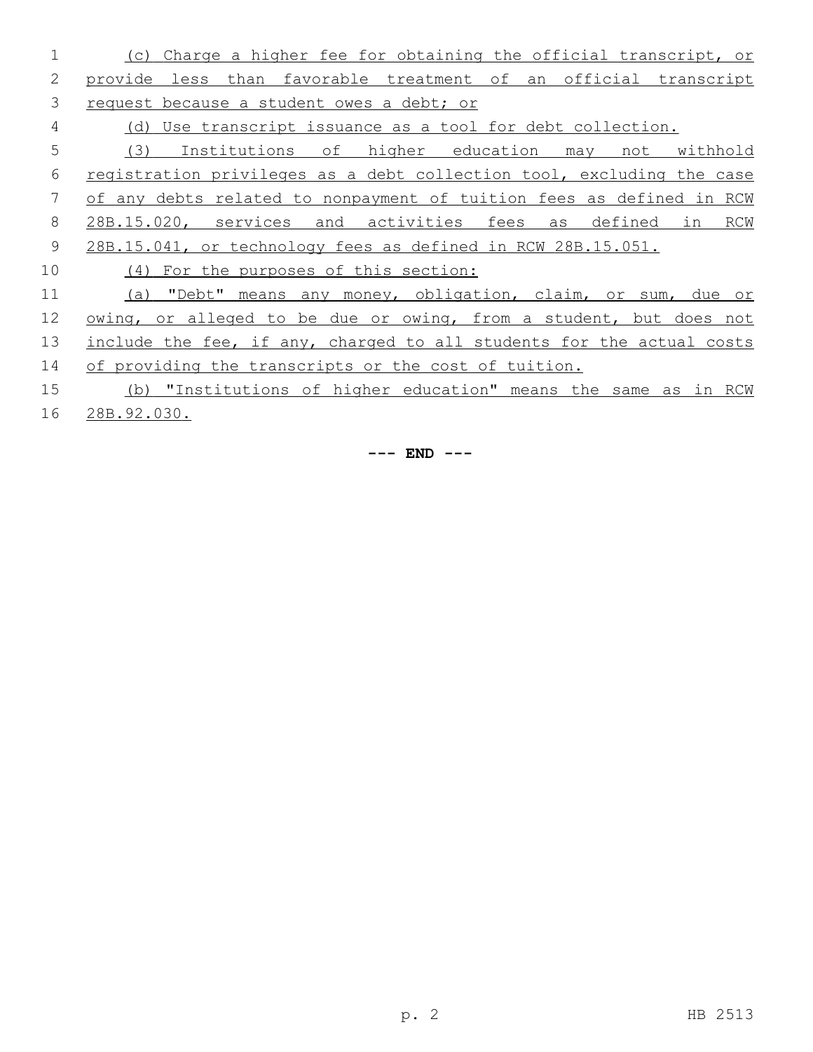(c) Charge a higher fee for obtaining the official transcript, or provide less than favorable treatment of an official transcript request because a student owes a debt; or

(d) Use transcript issuance as a tool for debt collection.

(3) Institutions of higher education may not withhold registration privileges as a debt collection tool, excluding the case of any debts related to nonpayment of tuition fees as defined in RCW 28B.15.020, services and activities fees as defined in RCW 28B.15.041, or technology fees as defined in RCW 28B.15.051.

(4) For the purposes of this section:

(a) "Debt" means any money, obligation, claim, or sum, due or owing, or alleged to be due or owing, from a student, but does not include the fee, if any, charged to all students for the actual costs of providing the transcripts or the cost of tuition.

(b) "Institutions of higher education" means the same as in RCW 28B.92.030.

**--- END ---**